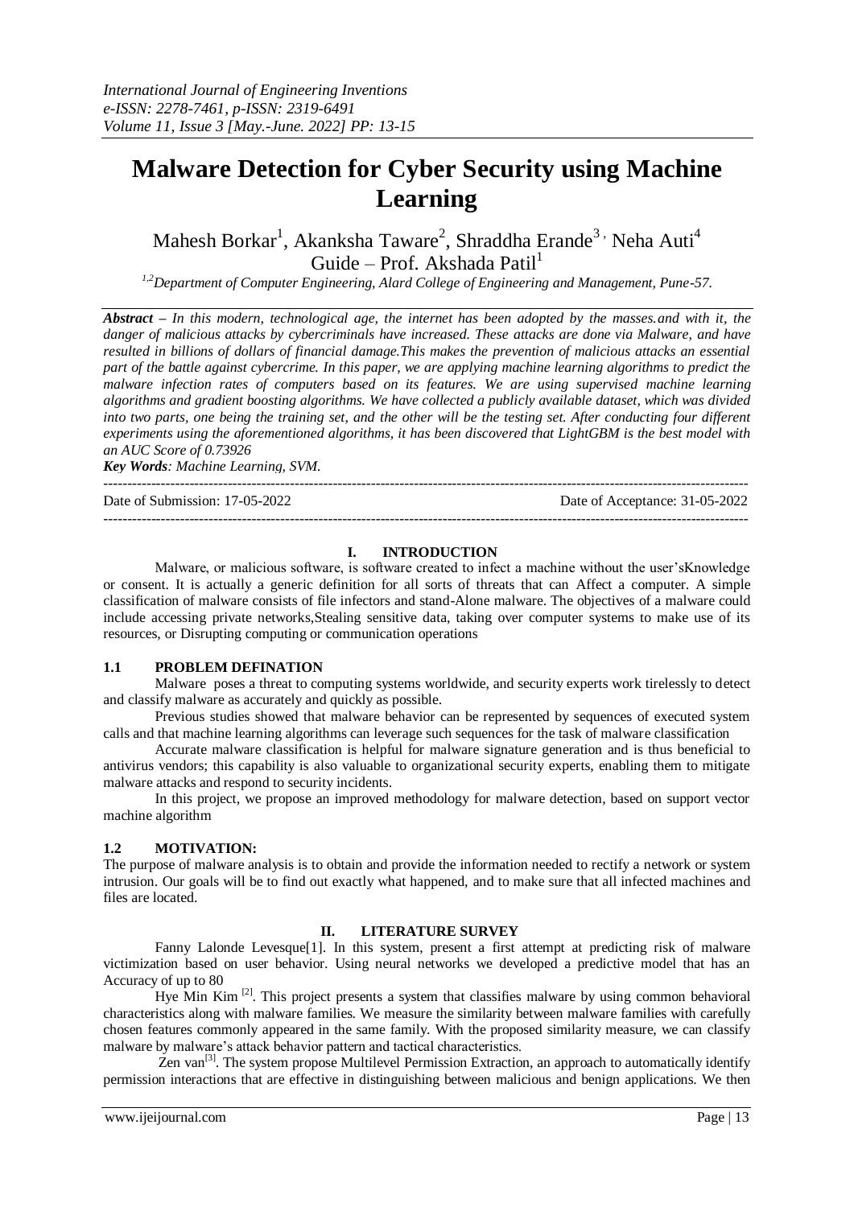# Malware Detection for Cyber Security using Machine Learning

Mahesh Borkar[1], Akanksha Taware[2], Shraddha Erande[3], Neha Auti[4]
Guide – Prof. Akshada Patil[1]

[1,2]*Department of Computer Engineering, Alard College of Engineering and Management, Pune-57.*

***Abstract*** *– In this modern, technological age, the internet has been adopted by the masses.and with it, the danger of malicious attacks by cybercriminals have increased. These attacks are done via Malware, and have resulted in billions of dollars of financial damage.This makes the prevention of malicious attacks an essential part of the battle against cybercrime. In this paper, we are applying machine learning algorithms to predict the malware infection rates of computers based on its features. We are using supervised machine learning algorithms and gradient boosting algorithms. We have collected a publicly available dataset, which was divided into two parts, one being the training set, and the other will be the testing set. After conducting four different experiments using the aforementioned algorithms, it has been discovered that LightGBM is the best model with an AUC Score of 0.73926*

***Key Words****: Machine Learning, SVM.*

---

Date of Submission: 17-05-2022 Date of Acceptance: 31-05-2022

---

## I. INTRODUCTION

Malware, or malicious software, is software created to infect a machine without the user'sKnowledge or consent. It is actually a generic definition for all sorts of threats that can Affect a computer. A simple classification of malware consists of file infectors and stand-Alone malware. The objectives of a malware could include accessing private networks,Stealing sensitive data, taking over computer systems to make use of its resources, or Disrupting computing or communication operations

### 1.1 PROBLEM DEFINATION

Malware poses a threat to computing systems worldwide, and security experts work tirelessly to detect and classify malware as accurately and quickly as possible.

Previous studies showed that malware behavior can be represented by sequences of executed system calls and that machine learning algorithms can leverage such sequences for the task of malware classification

Accurate malware classification is helpful for malware signature generation and is thus beneficial to antivirus vendors; this capability is also valuable to organizational security experts, enabling them to mitigate malware attacks and respond to security incidents.

In this project, we propose an improved methodology for malware detection, based on support vector machine algorithm

### 1.2 MOTIVATION:

The purpose of malware analysis is to obtain and provide the information needed to rectify a network or system intrusion. Our goals will be to find out exactly what happened, and to make sure that all infected machines and files are located.

## II. LITERATURE SURVEY

Fanny Lalonde Levesque[1]. In this system, present a first attempt at predicting risk of malware victimization based on user behavior. Using neural networks we developed a predictive model that has an Accuracy of up to 80

Hye Min Kim [2]. This project presents a system that classifies malware by using common behavioral characteristics along with malware families. We measure the similarity between malware families with carefully chosen features commonly appeared in the same family. With the proposed similarity measure, we can classify malware by malware's attack behavior pattern and tactical characteristics.

Zen van[3]. The system propose Multilevel Permission Extraction, an approach to automatically identify permission interactions that are effective in distinguishing between malicious and benign applications. We then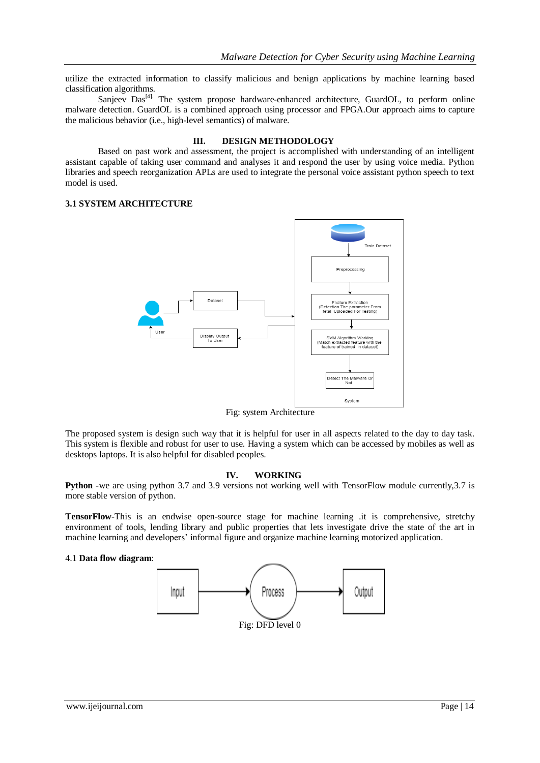utilize the extracted information to classify malicious and benign applications by machine learning based classification algorithms.

Sanjeev Das[4]. The system propose hardware-enhanced architecture, GuardOL, to perform online malware detection. GuardOL is a combined approach using processor and FPGA.Our approach aims to capture the malicious behavior (i.e., high-level semantics) of malware.

## III. DESIGN METHODOLOGY

Based on past work and assessment, the project is accomplished with understanding of an intelligent assistant capable of taking user command and analyses it and respond the user by using voice media. Python libraries and speech reorganization APLs are used to integrate the personal voice assistant python speech to text model is used.

### 3.1 SYSTEM ARCHITECTURE

Fig: system Architecture

The proposed system is design such way that it is helpful for user in all aspects related to the day to day task. This system is flexible and robust for user to use. Having a system which can be accessed by mobiles as well as desktops laptops. It is also helpful for disabled peoples.

## IV. WORKING

**Python** -we are using python 3.7 and 3.9 versions not working well with TensorFlow module currently,3.7 is more stable version of python.

**TensorFlow**-This is an endwise open-source stage for machine learning .it is comprehensive, stretchy environment of tools, lending library and public properties that lets investigate drive the state of the art in machine learning and developers' informal figure and organize machine learning motorized application.

4.1 **Data flow diagram**:

Fig: DFD level 0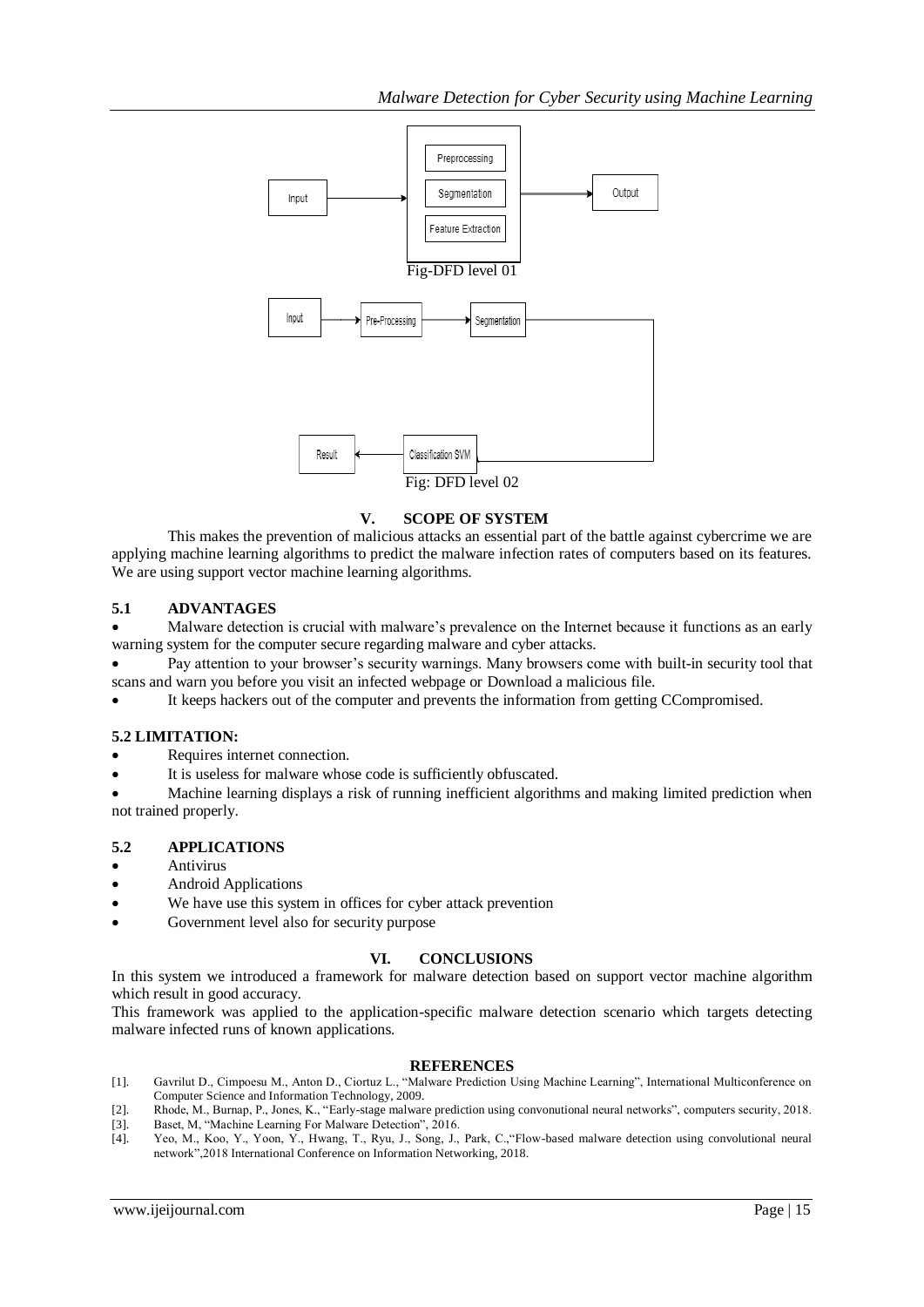Input

Preprocessing

Segmentation

Feature Extraction

Output

Fig-DFD level 01

Input

Pre-Processing

Segmentation

Classification SVM

Result

Fig: DFD level 02

## V. SCOPE OF SYSTEM

This makes the prevention of malicious attacks an essential part of the battle against cybercrime we are applying machine learning algorithms to predict the malware infection rates of computers based on its features. We are using support vector machine learning algorithms.

### 5.1 ADVANTAGES

- Malware detection is crucial with malware's prevalence on the Internet because it functions as an early warning system for the computer secure regarding malware and cyber attacks.
- Pay attention to your browser's security warnings. Many browsers come with built-in security tool that scans and warn you before you visit an infected webpage or Download a malicious file.
- It keeps hackers out of the computer and prevents the information from getting CCompromised.

### 5.2 LIMITATION:

- Requires internet connection.
- It is useless for malware whose code is sufficiently obfuscated.
- Machine learning displays a risk of running inefficient algorithms and making limited prediction when not trained properly.

### 5.2 APPLICATIONS

- Antivirus
- Android Applications
- We have use this system in offices for cyber attack prevention
- Government level also for security purpose

## VI. CONCLUSIONS

In this system we introduced a framework for malware detection based on support vector machine algorithm which result in good accuracy.

This framework was applied to the application-specific malware detection scenario which targets detecting malware infected runs of known applications.

## REFERENCES

[1]. Gavrilut D., Cimpoesu M., Anton D., Ciortuz L., "Malware Prediction Using Machine Learning", International Multiconference on Computer Science and Information Technology, 2009.

[2]. Rhode, M., Burnap, P., Jones, K., "Early-stage malware prediction using convonutional neural networks", computers security, 2018.

[3]. Baset, M, "Machine Learning For Malware Detection", 2016.

[4]. Yeo, M., Koo, Y., Yoon, Y., Hwang, T., Ryu, J., Song, J., Park, C.,"Flow-based malware detection using convolutional neural network",2018 International Conference on Information Networking, 2018.